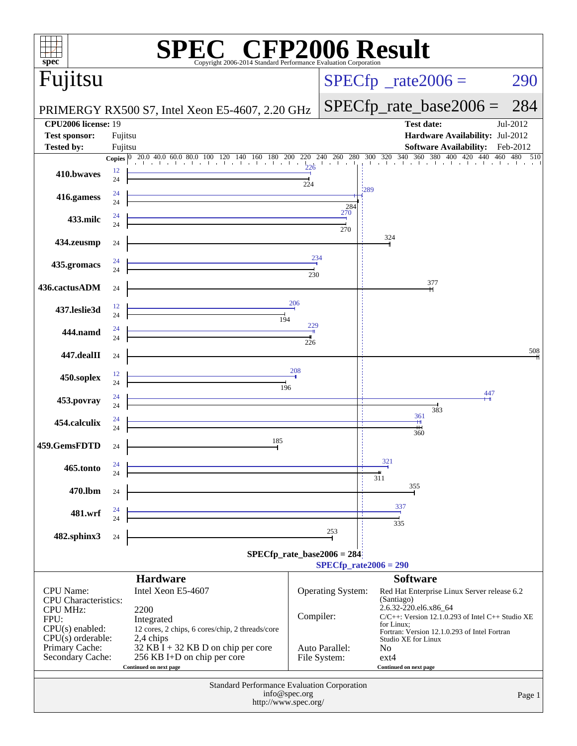# SPEC CFP2006 Result

Copyright 2006-2014 Standard Performance Evaluation Corporation

## Fujitsu

PRIMERGY RX500 S7, Intel Xeon E5-4607, 2.20 GHz

SPECfp_rate2006 = 290

SPECfp_rate_base2006 = 284

| | | | |
|---|---|---|---|
| **CPU2006 license:** | 19 | **Test date:** | Jul-2012 |
| **Test sponsor:** | Fujitsu | **Hardware Availability:** | Jul-2012 |
| **Tested by:** | Fujitsu | **Software Availability:** | Feb-2012 |

| Benchmark | Copies (peak) | Copies (base) | Peak | Base |
|---|---|---|---|---|
| 410.bwaves | 12 | 24 | 226 | 224 |
| 416.gamess | 24 | 24 | 289 | 284 |
| 433.milc | 24 | 24 | 270 | 270 |
| 434.zeusmp | | 24 | | 324 |
| 435.gromacs | 24 | 24 | 234 | 230 |
| 436.cactusADM | | 24 | | 377 |
| 437.leslie3d | 12 | 24 | 206 | 194 |
| 444.namd | 24 | 24 | 229 | 226 |
| 447.dealII | | 24 | | 508 |
| 450.soplex | 12 | 24 | 208 | 196 |
| 453.povray | 24 | 24 | 447 | 383 |
| 454.calculix | 24 | 24 | 361 | 360 |
| 459.GemsFDTD | | 24 | | 185 |
| 465.tonto | 24 | 24 | 321 | 311 |
| 470.lbm | | 24 | | 355 |
| 481.wrf | 24 | 24 | 337 | 335 |
| 482.sphinx3 | | 24 | | 253 |

SPECfp_rate_base2006 = 284

SPECfp_rate2006 = 290

## Hardware

| | |
|---|---|
| CPU Name: | Intel Xeon E5-4607 |
| CPU Characteristics: | |
| CPU MHz: | 2200 |
| FPU: | Integrated |
| CPU(s) enabled: | 12 cores, 2 chips, 6 cores/chip, 2 threads/core |
| CPU(s) orderable: | 2,4 chips |
| Primary Cache: | 32 KB I + 32 KB D on chip per core |
| Secondary Cache: | 256 KB I+D on chip per core |

Continued on next page

## Software

| | |
|---|---|
| Operating System: | Red Hat Enterprise Linux Server release 6.2 (Santiago) 2.6.32-220.el6.x86_64 |
| Compiler: | C/C++: Version 12.1.0.293 of Intel C++ Studio XE for Linux; Fortran: Version 12.1.0.293 of Intel Fortran Studio XE for Linux |
| Auto Parallel: | No |
| File System: | ext4 |

Continued on next page

Standard Performance Evaluation Corporation
info@spec.org
http://www.spec.org/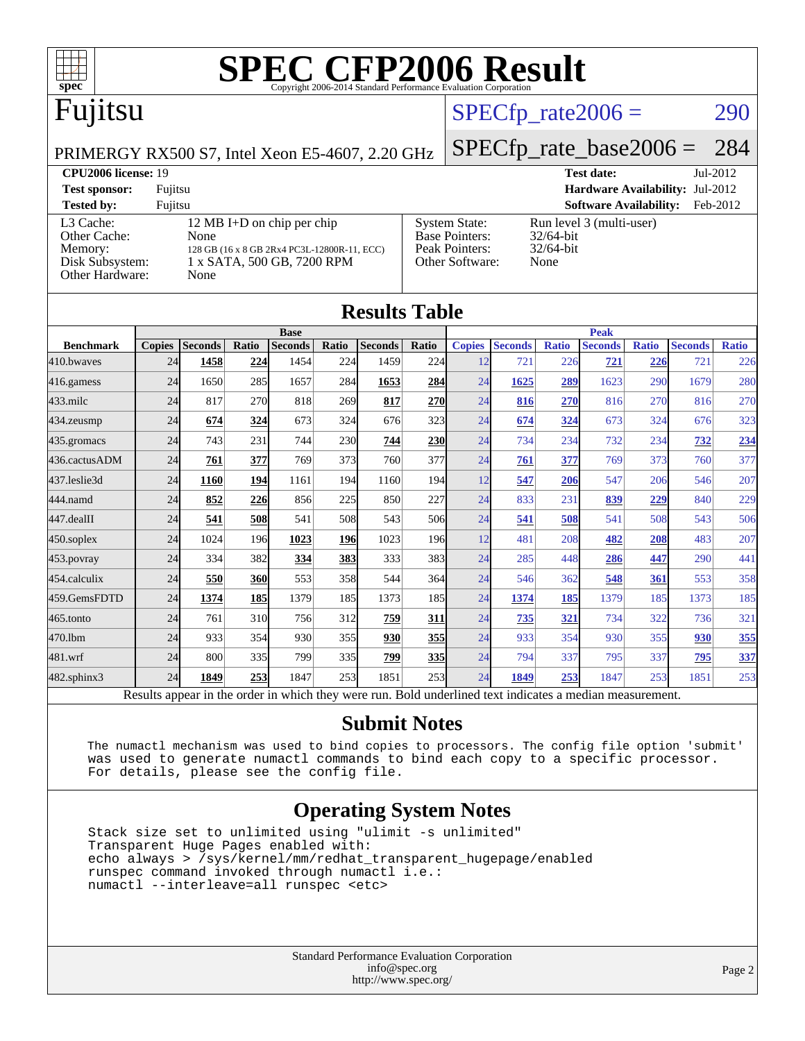# SPEC CFP2006 Result

Copyright 2006-2014 Standard Performance Evaluation Corporation

## Fujitsu

PRIMERGY RX500 S7, Intel Xeon E5-4607, 2.20 GHz

SPECfp_rate2006 = 290

SPECfp_rate_base2006 = 284

| | | | |
|---|---|---|---|
| **CPU2006 license:** 19 | | **Test date:** | Jul-2012 |
| **Test sponsor:** | Fujitsu | **Hardware Availability:** | Jul-2012 |
| **Tested by:** | Fujitsu | **Software Availability:** | Feb-2012 |

| | | | |
|---|---|---|---|
| L3 Cache: | 12 MB I+D on chip per chip | System State: | Run level 3 (multi-user) |
| Other Cache: | None | Base Pointers: | 32/64-bit |
| Memory: | 128 GB (16 x 8 GB 2Rx4 PC3L-12800R-11, ECC) | Peak Pointers: | 32/64-bit |
| Disk Subsystem: | 1 x SATA, 500 GB, 7200 RPM | Other Software: | None |
| Other Hardware: | None | | |

## Results Table

| Benchmark | Base | | | | | | | Peak | | | | | | |
|---|---|---|---|---|---|---|---|---|---|---|---|---|---|---|
| | Copies | Seconds | Ratio | Seconds | Ratio | Seconds | Ratio | Copies | Seconds | Ratio | Seconds | Ratio | Seconds | Ratio |
| 410.bwaves | 24 | **1458** | **224** | 1454 | 224 | 1459 | 224 | 12 | 721 | 226 | **721** | **226** | 721 | 226 |
| 416.gamess | 24 | 1650 | 285 | 1657 | 284 | **1653** | **284** | 24 | **1625** | **289** | 1623 | 290 | 1679 | 280 |
| 433.milc | 24 | 817 | 270 | 818 | 269 | **817** | **270** | 24 | **816** | **270** | 816 | 270 | 816 | 270 |
| 434.zeusmp | 24 | **674** | **324** | 673 | 324 | 676 | 323 | 24 | **674** | **324** | 673 | 324 | 676 | 323 |
| 435.gromacs | 24 | 743 | 231 | 744 | 230 | **744** | **230** | 24 | 734 | 234 | 732 | 234 | **732** | **234** |
| 436.cactusADM | 24 | **761** | **377** | 769 | 373 | 760 | 377 | 24 | **761** | **377** | 769 | 373 | 760 | 377 |
| 437.leslie3d | 24 | **1160** | **194** | 1161 | 194 | 1160 | 194 | 12 | **547** | **206** | 547 | 206 | 546 | 207 |
| 444.namd | 24 | **852** | **226** | 856 | 225 | 850 | 227 | 24 | 833 | 231 | **839** | **229** | 840 | 229 |
| 447.dealII | 24 | **541** | **508** | 541 | 508 | 543 | 506 | 24 | **541** | **508** | 541 | 508 | 543 | 506 |
| 450.soplex | 24 | 1024 | 196 | **1023** | **196** | 1023 | 196 | 12 | 481 | 208 | **482** | **208** | 483 | 207 |
| 453.povray | 24 | 334 | 382 | **334** | **383** | 333 | 383 | 24 | 285 | 448 | **286** | **447** | 290 | 441 |
| 454.calculix | 24 | **550** | **360** | 553 | 358 | 544 | 364 | 24 | 546 | 362 | **548** | **361** | 553 | 358 |
| 459.GemsFDTD | 24 | **1374** | **185** | 1379 | 185 | 1373 | 185 | 24 | **1374** | **185** | 1379 | 185 | 1373 | 185 |
| 465.tonto | 24 | 761 | 310 | 756 | 312 | **759** | **311** | 24 | **735** | **321** | 734 | 322 | 736 | 321 |
| 470.lbm | 24 | 933 | 354 | 930 | 355 | **930** | **355** | 24 | 933 | 354 | 930 | 355 | **930** | **355** |
| 481.wrf | 24 | 800 | 335 | 799 | 335 | **799** | **335** | 24 | 794 | 337 | 795 | 337 | **795** | **337** |
| 482.sphinx3 | 24 | **1849** | **253** | 1847 | 253 | 1851 | 253 | 24 | **1849** | **253** | 1847 | 253 | 1851 | 253 |

Results appear in the order in which they were run. Bold underlined text indicates a median measurement.

## Submit Notes

```
The numactl mechanism was used to bind copies to processors. The config file option 'submit'
was used to generate numactl commands to bind each copy to a specific processor.
For details, please see the config file.
```

## Operating System Notes

```
Stack size set to unlimited using "ulimit -s unlimited"
Transparent Huge Pages enabled with:
echo always > /sys/kernel/mm/redhat_transparent_hugepage/enabled
runspec command invoked through numactl i.e.:
numactl --interleave=all runspec <etc>
```

Standard Performance Evaluation Corporation
info@spec.org
http://www.spec.org/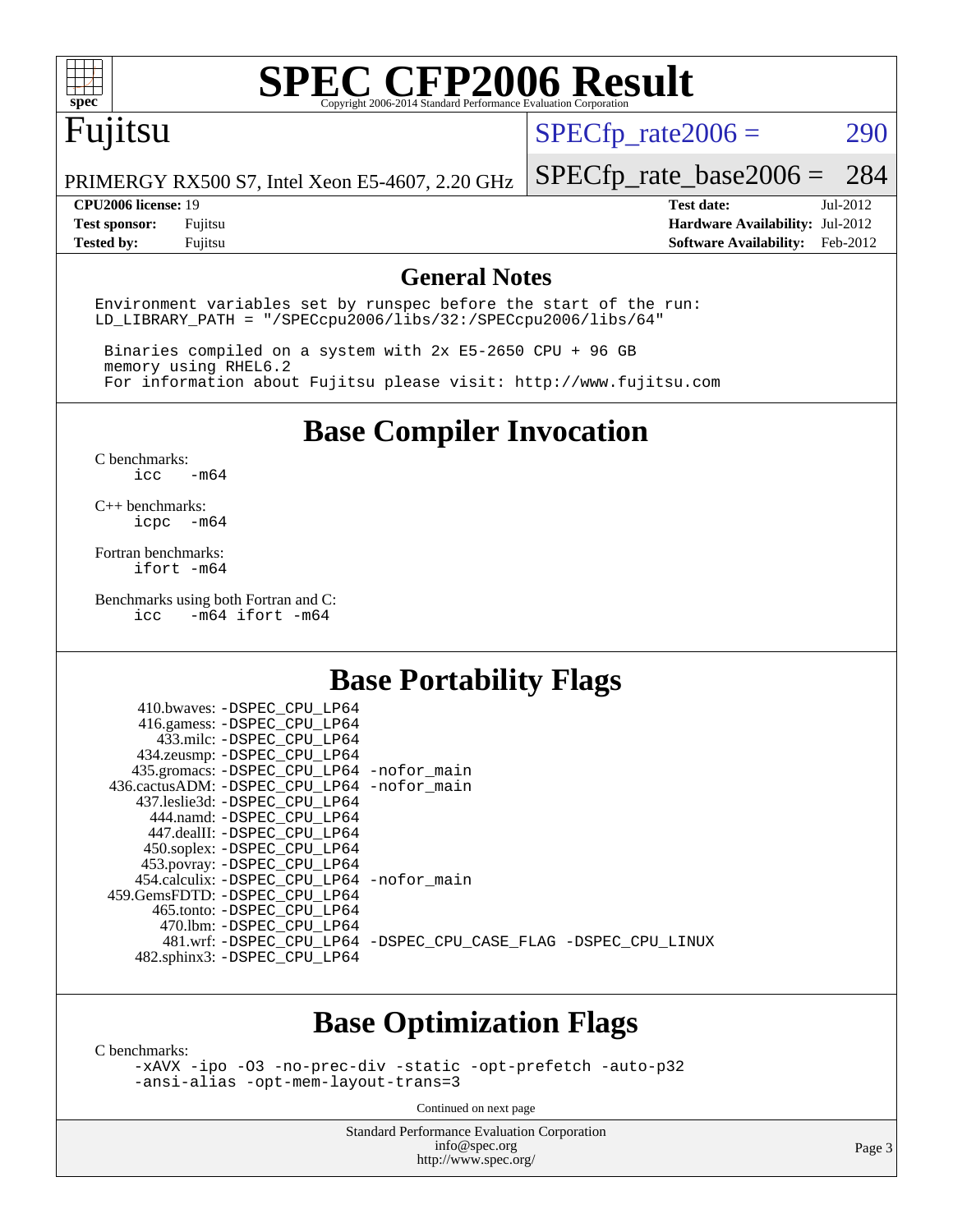# SPEC CFP2006 Result

Copyright 2006-2014 Standard Performance Evaluation Corporation

## Fujitsu

PRIMERGY RX500 S7, Intel Xeon E5-4607, 2.20 GHz

SPECfp_rate2006 = 290

SPECfp_rate_base2006 = 284

| | | | |
|---|---|---|---|
| **CPU2006 license:** | 19 | **Test date:** | Jul-2012 |
| **Test sponsor:** | Fujitsu | **Hardware Availability:** | Jul-2012 |
| **Tested by:** | Fujitsu | **Software Availability:** | Feb-2012 |

## General Notes

```
Environment variables set by runspec before the start of the run:
LD_LIBRARY_PATH = "/SPECcpu2006/libs/32:/SPECcpu2006/libs/64"

 Binaries compiled on a system with 2x E5-2650 CPU + 96 GB
 memory using RHEL6.2
 For information about Fujitsu please visit: http://www.fujitsu.com
```

## Base Compiler Invocation

C benchmarks:
```
icc   -m64
```

C++ benchmarks:
```
icpc  -m64
```

Fortran benchmarks:
```
ifort -m64
```

Benchmarks using both Fortran and C:
```
icc   -m64 ifort -m64
```

## Base Portability Flags

```
     410.bwaves: -DSPEC_CPU_LP64
     416.gamess: -DSPEC_CPU_LP64
       433.milc: -DSPEC_CPU_LP64
     434.zeusmp: -DSPEC_CPU_LP64
    435.gromacs: -DSPEC_CPU_LP64 -nofor_main
 436.cactusADM: -DSPEC_CPU_LP64 -nofor_main
    437.leslie3d: -DSPEC_CPU_LP64
      444.namd: -DSPEC_CPU_LP64
     447.dealII: -DSPEC_CPU_LP64
     450.soplex: -DSPEC_CPU_LP64
     453.povray: -DSPEC_CPU_LP64
    454.calculix: -DSPEC_CPU_LP64 -nofor_main
  459.GemsFDTD: -DSPEC_CPU_LP64
      465.tonto: -DSPEC_CPU_LP64
        470.lbm: -DSPEC_CPU_LP64
        481.wrf: -DSPEC_CPU_LP64 -DSPEC_CPU_CASE_FLAG -DSPEC_CPU_LINUX
    482.sphinx3: -DSPEC_CPU_LP64
```

## Base Optimization Flags

C benchmarks:
```
-xAVX -ipo -O3 -no-prec-div -static -opt-prefetch -auto-p32
-ansi-alias -opt-mem-layout-trans=3
```

Continued on next page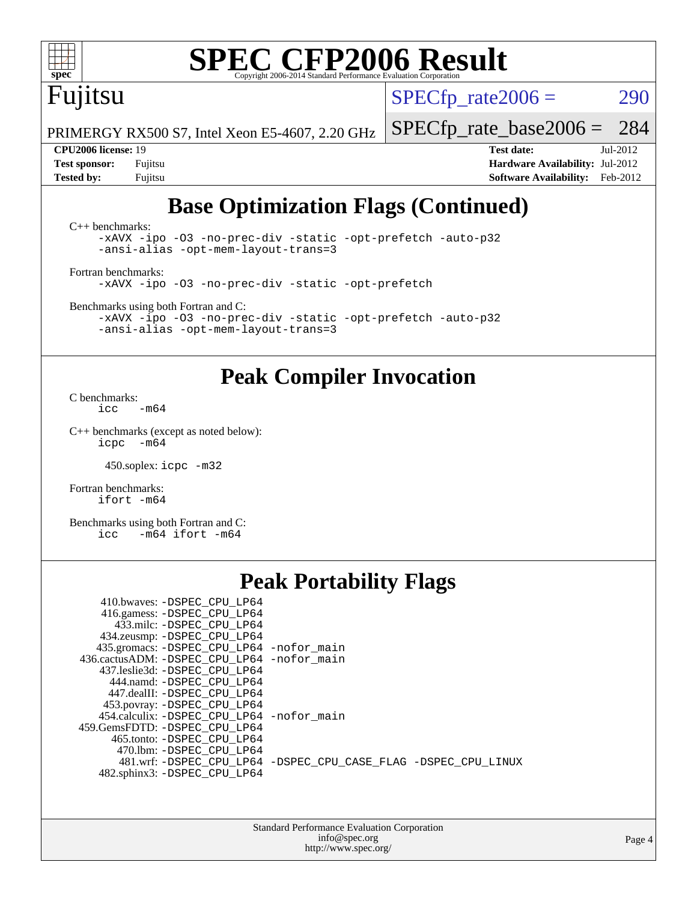# Base Optimization Flags (Continued)

C++ benchmarks:

```
-xAVX -ipo -O3 -no-prec-div -static -opt-prefetch -auto-p32
-ansi-alias -opt-mem-layout-trans=3
```

Fortran benchmarks:

```
-xAVX -ipo -O3 -no-prec-div -static -opt-prefetch
```

Benchmarks using both Fortran and C:

```
-xAVX -ipo -O3 -no-prec-div -static -opt-prefetch -auto-p32
-ansi-alias -opt-mem-layout-trans=3
```

# Peak Compiler Invocation

C benchmarks:

```
icc   -m64
```

C++ benchmarks (except as noted below):

```
icpc  -m64
```

450.soplex: `icpc -m32`

Fortran benchmarks:

```
ifort -m64
```

Benchmarks using both Fortran and C:

```
icc   -m64 ifort -m64
```

# Peak Portability Flags

410.bwaves: -DSPEC_CPU_LP64
416.gamess: -DSPEC_CPU_LP64
433.milc: -DSPEC_CPU_LP64
434.zeusmp: -DSPEC_CPU_LP64
435.gromacs: -DSPEC_CPU_LP64 -nofor_main
436.cactusADM: -DSPEC_CPU_LP64 -nofor_main
437.leslie3d: -DSPEC_CPU_LP64
444.namd: -DSPEC_CPU_LP64
447.dealII: -DSPEC_CPU_LP64
453.povray: -DSPEC_CPU_LP64
454.calculix: -DSPEC_CPU_LP64 -nofor_main
459.GemsFDTD: -DSPEC_CPU_LP64
465.tonto: -DSPEC_CPU_LP64
470.lbm: -DSPEC_CPU_LP64
481.wrf: -DSPEC_CPU_LP64 -DSPEC_CPU_CASE_FLAG -DSPEC_CPU_LINUX
482.sphinx3: -DSPEC_CPU_LP64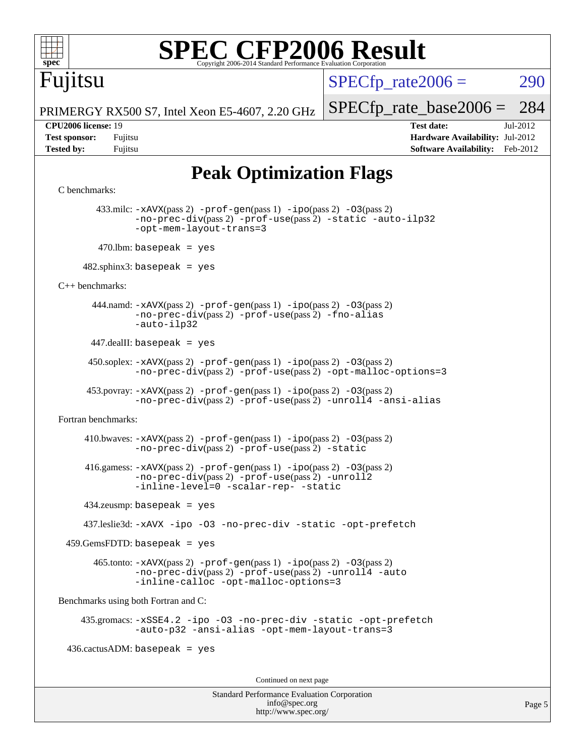# SPEC CFP2006 Result

Copyright 2006-2014 Standard Performance Evaluation Corporation

**Fujitsu**

PRIMERGY RX500 S7, Intel Xeon E5-4607, 2.20 GHz

SPECfp_rate2006 = 290

SPECfp_rate_base2006 = 284

**CPU2006 license:** 19
**Test sponsor:** Fujitsu
**Tested by:** Fujitsu

**Test date:** Jul-2012
**Hardware Availability:** Jul-2012
**Software Availability:** Feb-2012

## Peak Optimization Flags

C benchmarks:

433.milc: -xAVX(pass 2) -prof-gen(pass 1) -ipo(pass 2) -O3(pass 2) -no-prec-div(pass 2) -prof-use(pass 2) -static -auto-ilp32 -opt-mem-layout-trans=3

470.lbm: basepeak = yes

482.sphinx3: basepeak = yes

C++ benchmarks:

444.namd: -xAVX(pass 2) -prof-gen(pass 1) -ipo(pass 2) -O3(pass 2) -no-prec-div(pass 2) -prof-use(pass 2) -fno-alias -auto-ilp32

447.dealII: basepeak = yes

450.soplex: -xAVX(pass 2) -prof-gen(pass 1) -ipo(pass 2) -O3(pass 2) -no-prec-div(pass 2) -prof-use(pass 2) -opt-malloc-options=3

453.povray: -xAVX(pass 2) -prof-gen(pass 1) -ipo(pass 2) -O3(pass 2) -no-prec-div(pass 2) -prof-use(pass 2) -unroll4 -ansi-alias

Fortran benchmarks:

410.bwaves: -xAVX(pass 2) -prof-gen(pass 1) -ipo(pass 2) -O3(pass 2) -no-prec-div(pass 2) -prof-use(pass 2) -static

416.gamess: -xAVX(pass 2) -prof-gen(pass 1) -ipo(pass 2) -O3(pass 2) -no-prec-div(pass 2) -prof-use(pass 2) -unroll2 -inline-level=0 -scalar-rep- -static

434.zeusmp: basepeak = yes

437.leslie3d: -xAVX -ipo -O3 -no-prec-div -static -opt-prefetch

459.GemsFDTD: basepeak = yes

465.tonto: -xAVX(pass 2) -prof-gen(pass 1) -ipo(pass 2) -O3(pass 2) -no-prec-div(pass 2) -prof-use(pass 2) -unroll4 -auto -inline-calloc -opt-malloc-options=3

Benchmarks using both Fortran and C:

435.gromacs: -xSSE4.2 -ipo -O3 -no-prec-div -static -opt-prefetch -auto-p32 -ansi-alias -opt-mem-layout-trans=3

436.cactusADM: basepeak = yes

Continued on next page

Standard Performance Evaluation Corporation
info@spec.org
http://www.spec.org/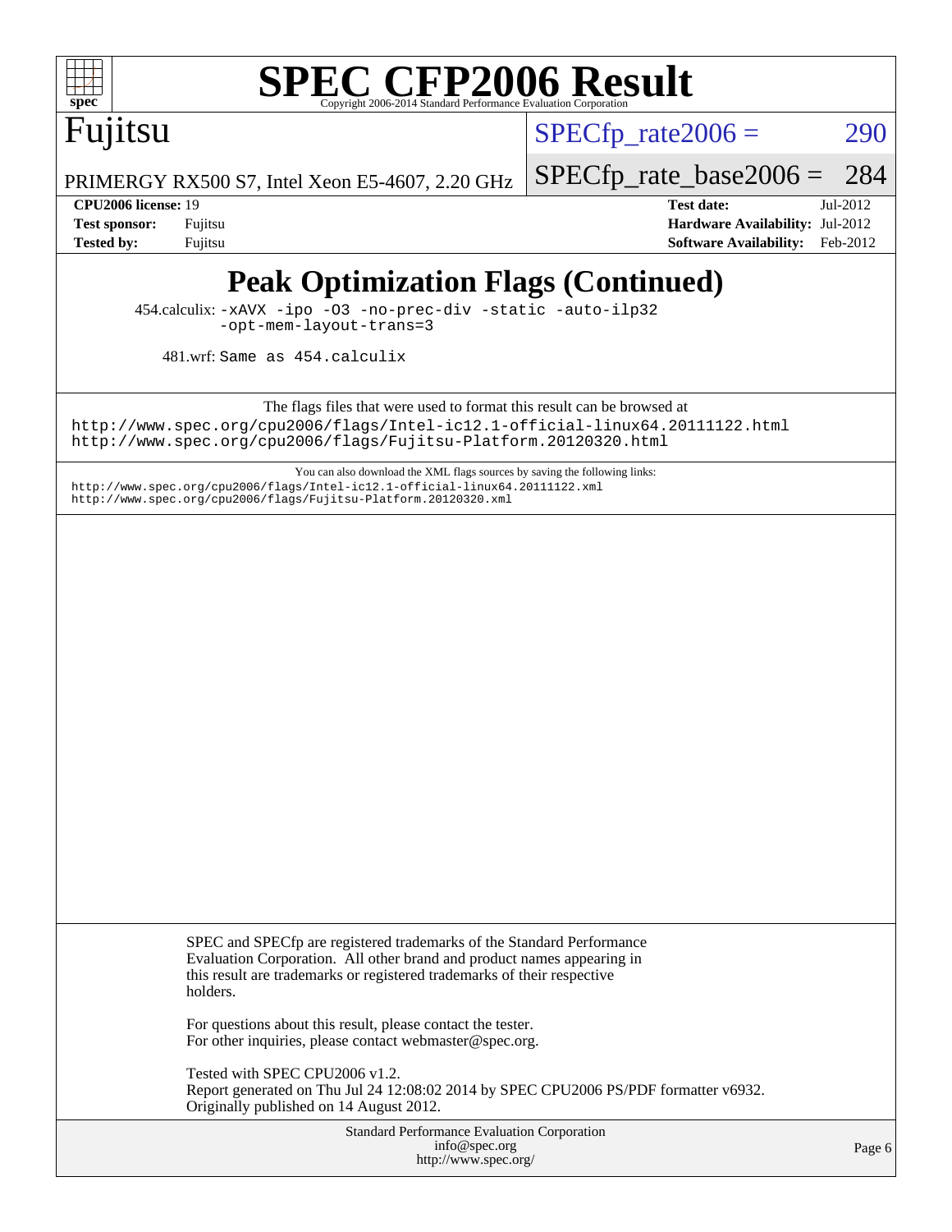# SPEC CFP2006 Result

Copyright 2006-2014 Standard Performance Evaluation Corporation

**Fujitsu**

PRIMERGY RX500 S7, Intel Xeon E5-4607, 2.20 GHz

SPECfp_rate2006 = 290

SPECfp_rate_base2006 = 284

| | | | |
|---|---|---|---|
| **CPU2006 license:** | 19 | **Test date:** | Jul-2012 |
| **Test sponsor:** | Fujitsu | **Hardware Availability:** | Jul-2012 |
| **Tested by:** | Fujitsu | **Software Availability:** | Feb-2012 |

## Peak Optimization Flags (Continued)

454.calculix: `-xAVX -ipo -O3 -no-prec-div -static -auto-ilp32 -opt-mem-layout-trans=3`

481.wrf: `Same as 454.calculix`

The flags files that were used to format this result can be browsed at
http://www.spec.org/cpu2006/flags/Intel-ic12.1-official-linux64.20111122.html
http://www.spec.org/cpu2006/flags/Fujitsu-Platform.20120320.html

You can also download the XML flags sources by saving the following links:
http://www.spec.org/cpu2006/flags/Intel-ic12.1-official-linux64.20111122.xml
http://www.spec.org/cpu2006/flags/Fujitsu-Platform.20120320.xml

SPEC and SPECfp are registered trademarks of the Standard Performance Evaluation Corporation. All other brand and product names appearing in this result are trademarks or registered trademarks of their respective holders.

For questions about this result, please contact the tester.
For other inquiries, please contact webmaster@spec.org.

Tested with SPEC CPU2006 v1.2.
Report generated on Thu Jul 24 12:08:02 2014 by SPEC CPU2006 PS/PDF formatter v6932.
Originally published on 14 August 2012.

Standard Performance Evaluation Corporation
info@spec.org
http://www.spec.org/